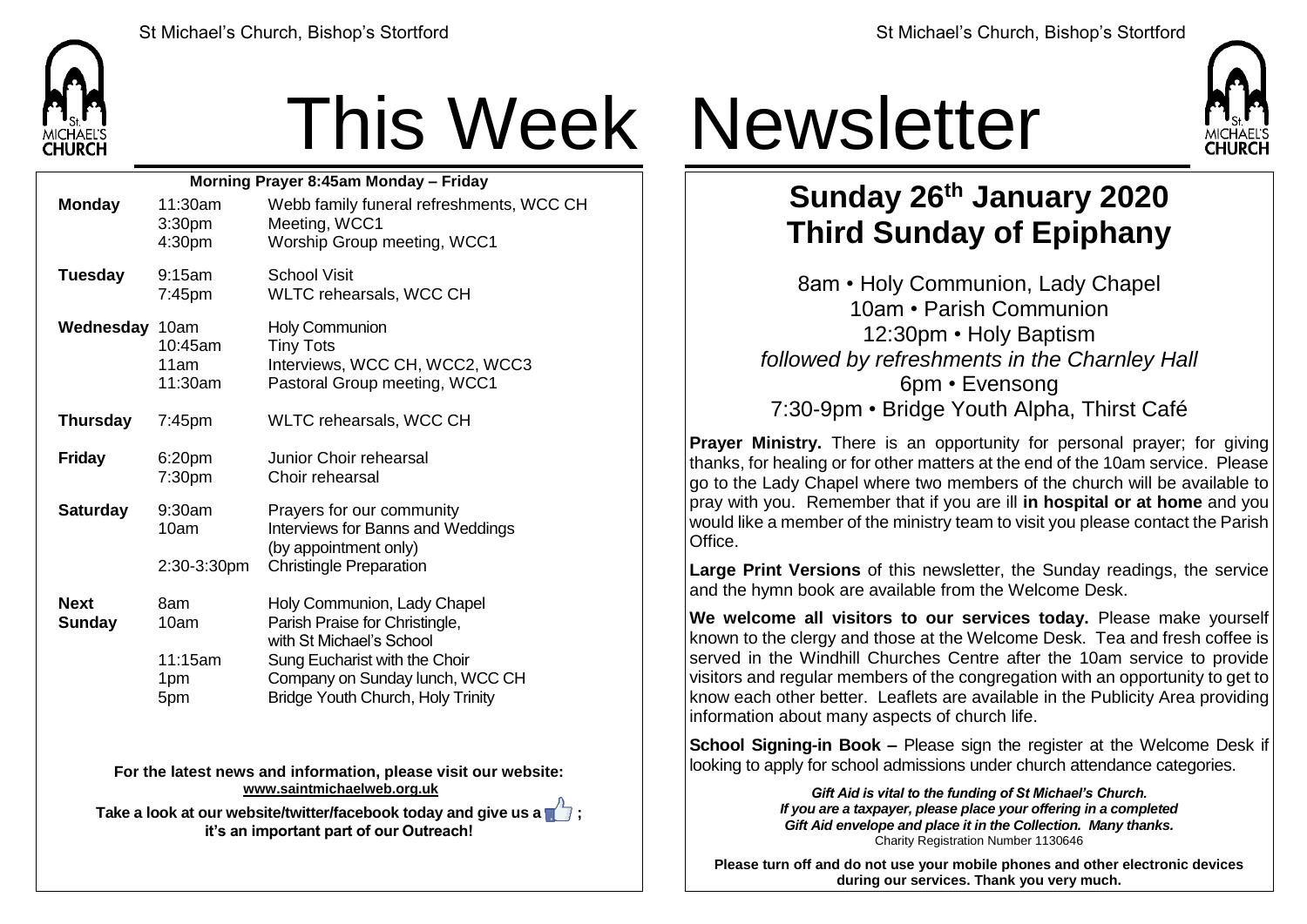# This Week Newsletter

**Morning Prayer 8:45am Monday – Friday**

| Day | Time | Event |
|---|---|---|
| **Monday** | 11:30am | Webb family funeral refreshments, WCC CH |
| | 3:30pm | Meeting, WCC1 |
| | 4:30pm | Worship Group meeting, WCC1 |
| **Tuesday** | 9:15am | School Visit |
| | 7:45pm | WLTC rehearsals, WCC CH |
| **Wednesday** | 10am | Holy Communion |
| | 10:45am | Tiny Tots |
| | 11am | Interviews, WCC CH, WCC2, WCC3 |
| | 11:30am | Pastoral Group meeting, WCC1 |
| **Thursday** | 7:45pm | WLTC rehearsals, WCC CH |
| **Friday** | 6:20pm | Junior Choir rehearsal |
| | 7:30pm | Choir rehearsal |
| **Saturday** | 9:30am | Prayers for our community |
| | 10am | Interviews for Banns and Weddings (by appointment only) |
| | 2:30-3:30pm | Christingle Preparation |
| **Next Sunday** | 8am | Holy Communion, Lady Chapel |
| | 10am | Parish Praise for Christingle, with St Michael's School |
| | 11:15am | Sung Eucharist with the Choir |
| | 1pm | Company on Sunday lunch, WCC CH |
| | 5pm | Bridge Youth Church, Holy Trinity |

**For the latest news and information, please visit our website:**
**www.saintmichaelweb.org.uk**

**Take a look at our website/twitter/facebook today and give us a 👍 ; it's an important part of our Outreach!**

## Sunday 26th January 2020
## Third Sunday of Epiphany

8am • Holy Communion, Lady Chapel
10am • Parish Communion
12:30pm • Holy Baptism
*followed by refreshments in the Charnley Hall*
6pm • Evensong
7:30-9pm • Bridge Youth Alpha, Thirst Café

**Prayer Ministry.** There is an opportunity for personal prayer; for giving thanks, for healing or for other matters at the end of the 10am service. Please go to the Lady Chapel where two members of the church will be available to pray with you. Remember that if you are ill **in hospital or at home** and you would like a member of the ministry team to visit you please contact the Parish Office.

**Large Print Versions** of this newsletter, the Sunday readings, the service and the hymn book are available from the Welcome Desk.

**We welcome all visitors to our services today.** Please make yourself known to the clergy and those at the Welcome Desk. Tea and fresh coffee is served in the Windhill Churches Centre after the 10am service to provide visitors and regular members of the congregation with an opportunity to get to know each other better. Leaflets are available in the Publicity Area providing information about many aspects of church life.

**School Signing-in Book –** Please sign the register at the Welcome Desk if looking to apply for school admissions under church attendance categories.

***Gift Aid is vital to the funding of St Michael's Church. If you are a taxpayer, please place your offering in a completed Gift Aid envelope and place it in the Collection. Many thanks.***
Charity Registration Number 1130646

**Please turn off and do not use your mobile phones and other electronic devices during our services. Thank you very much.**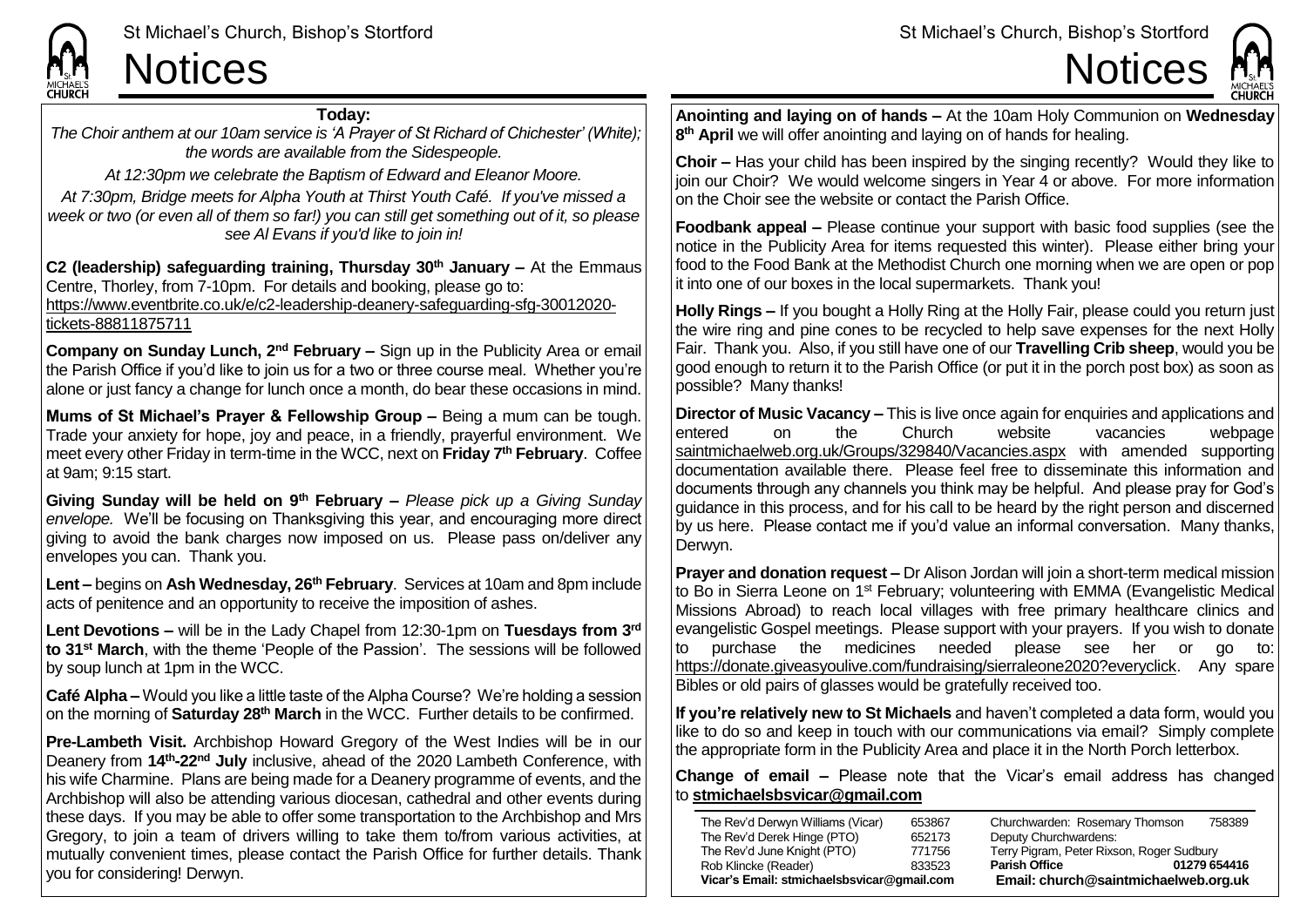# Notices

St Michael's Church, Bishop's Stortford

**Today:**

*The Choir anthem at our 10am service is 'A Prayer of St Richard of Chichester' (White); the words are available from the Sidespeople.*

*At 12:30pm we celebrate the Baptism of Edward and Eleanor Moore.*

*At 7:30pm, Bridge meets for Alpha Youth at Thirst Youth Café. If you've missed a week or two (or even all of them so far!) you can still get something out of it, so please see Al Evans if you'd like to join in!*

**C2 (leadership) safeguarding training, Thursday 30th January –** At the Emmaus Centre, Thorley, from 7-10pm. For details and booking, please go to: https://www.eventbrite.co.uk/e/c2-leadership-deanery-safeguarding-sfg-30012020-tickets-88811875711

**Company on Sunday Lunch, 2nd February –** Sign up in the Publicity Area or email the Parish Office if you'd like to join us for a two or three course meal. Whether you're alone or just fancy a change for lunch once a month, do bear these occasions in mind.

**Mums of St Michael's Prayer & Fellowship Group –** Being a mum can be tough. Trade your anxiety for hope, joy and peace, in a friendly, prayerful environment. We meet every other Friday in term-time in the WCC, next on **Friday 7th February**. Coffee at 9am; 9:15 start.

**Giving Sunday will be held on 9th February –** *Please pick up a Giving Sunday envelope.* We'll be focusing on Thanksgiving this year, and encouraging more direct giving to avoid the bank charges now imposed on us. Please pass on/deliver any envelopes you can. Thank you.

**Lent –** begins on **Ash Wednesday, 26th February**. Services at 10am and 8pm include acts of penitence and an opportunity to receive the imposition of ashes.

**Lent Devotions –** will be in the Lady Chapel from 12:30-1pm on **Tuesdays from 3rd to 31st March**, with the theme 'People of the Passion'. The sessions will be followed by soup lunch at 1pm in the WCC.

**Café Alpha –** Would you like a little taste of the Alpha Course? We're holding a session on the morning of **Saturday 28th March** in the WCC. Further details to be confirmed.

**Pre-Lambeth Visit.** Archbishop Howard Gregory of the West Indies will be in our Deanery from **14th-22nd July** inclusive, ahead of the 2020 Lambeth Conference, with his wife Charmine. Plans are being made for a Deanery programme of events, and the Archbishop will also be attending various diocesan, cathedral and other events during these days. If you may be able to offer some transportation to the Archbishop and Mrs Gregory, to join a team of drivers willing to take them to/from various activities, at mutually convenient times, please contact the Parish Office for further details. Thank you for considering! Derwyn.

**Anointing and laying on of hands –** At the 10am Holy Communion on **Wednesday 8th April** we will offer anointing and laying on of hands for healing.

**Choir –** Has your child has been inspired by the singing recently? Would they like to join our Choir? We would welcome singers in Year 4 or above. For more information on the Choir see the website or contact the Parish Office.

**Foodbank appeal –** Please continue your support with basic food supplies (see the notice in the Publicity Area for items requested this winter). Please either bring your food to the Food Bank at the Methodist Church one morning when we are open or pop it into one of our boxes in the local supermarkets. Thank you!

**Holly Rings –** If you bought a Holly Ring at the Holly Fair, please could you return just the wire ring and pine cones to be recycled to help save expenses for the next Holly Fair. Thank you. Also, if you still have one of our **Travelling Crib sheep**, would you be good enough to return it to the Parish Office (or put it in the porch post box) as soon as possible? Many thanks!

**Director of Music Vacancy –** This is live once again for enquiries and applications and entered on the Church website vacancies webpage saintmichaelweb.org.uk/Groups/329840/Vacancies.aspx with amended supporting documentation available there. Please feel free to disseminate this information and documents through any channels you think may be helpful. And please pray for God's guidance in this process, and for his call to be heard by the right person and discerned by us here. Please contact me if you'd value an informal conversation. Many thanks, Derwyn.

**Prayer and donation request –** Dr Alison Jordan will join a short-term medical mission to Bo in Sierra Leone on 1st February; volunteering with EMMA (Evangelistic Medical Missions Abroad) to reach local villages with free primary healthcare clinics and evangelistic Gospel meetings. Please support with your prayers. If you wish to donate to purchase the medicines needed please see her or go to: https://donate.giveasyoulive.com/fundraising/sierraleone2020?everyclick. Any spare Bibles or old pairs of glasses would be gratefully received too.

**If you're relatively new to St Michaels** and haven't completed a data form, would you like to do so and keep in touch with our communications via email? Simply complete the appropriate form in the Publicity Area and place it in the North Porch letterbox.

**Change of email –** Please note that the Vicar's email address has changed to **stmichaelsbsvicar@gmail.com**

| | | | |
|---|---|---|---|
| The Rev'd Derwyn Williams (Vicar) | 653867 | Churchwarden: Rosemary Thomson | 758389 |
| The Rev'd Derek Hinge (PTO) | 652173 | Deputy Churchwardens: | |
| The Rev'd June Knight (PTO) | 771756 | Terry Pigram, Peter Rixson, Roger Sudbury | |
| Rob Klincke (Reader) | 833523 | **Parish Office** | **01279 654416** |
| **Vicar's Email: stmichaelsbsvicar@gmail.com** | | **Email: church@saintmichaelweb.org.uk** | |